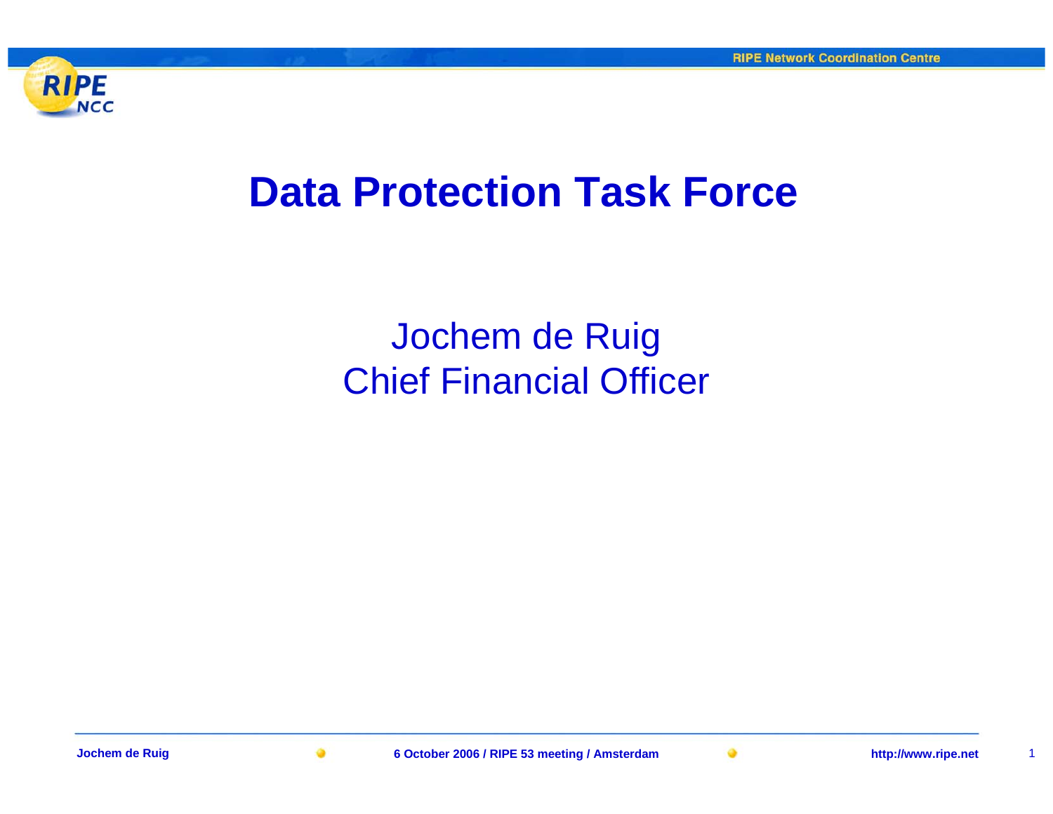# Data Protection Task Force

Jochem de Ruig
Chief Financial Officer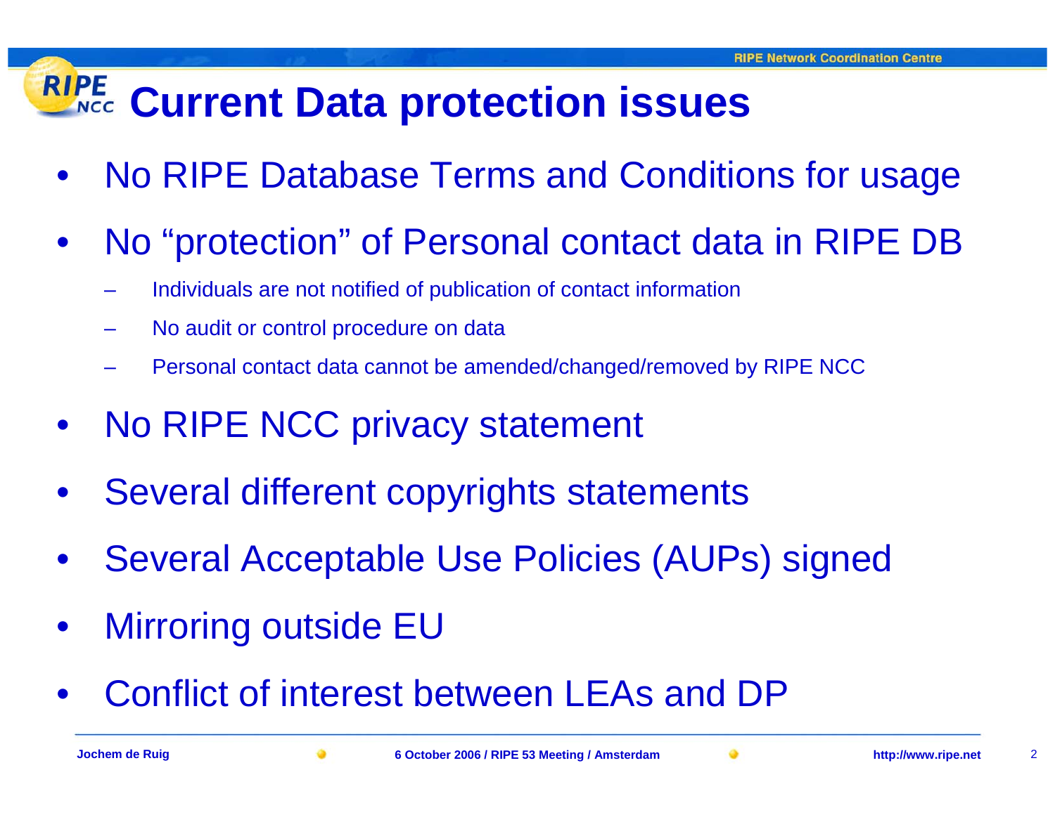# Current Data protection issues

- No RIPE Database Terms and Conditions for usage
- No “protection” of Personal contact data in RIPE DB
  - Individuals are not notified of publication of contact information
  - No audit or control procedure on data
  - Personal contact data cannot be amended/changed/removed by RIPE NCC
- No RIPE NCC privacy statement
- Several different copyrights statements
- Several Acceptable Use Policies (AUPs) signed
- Mirroring outside EU
- Conflict of interest between LEAs and DP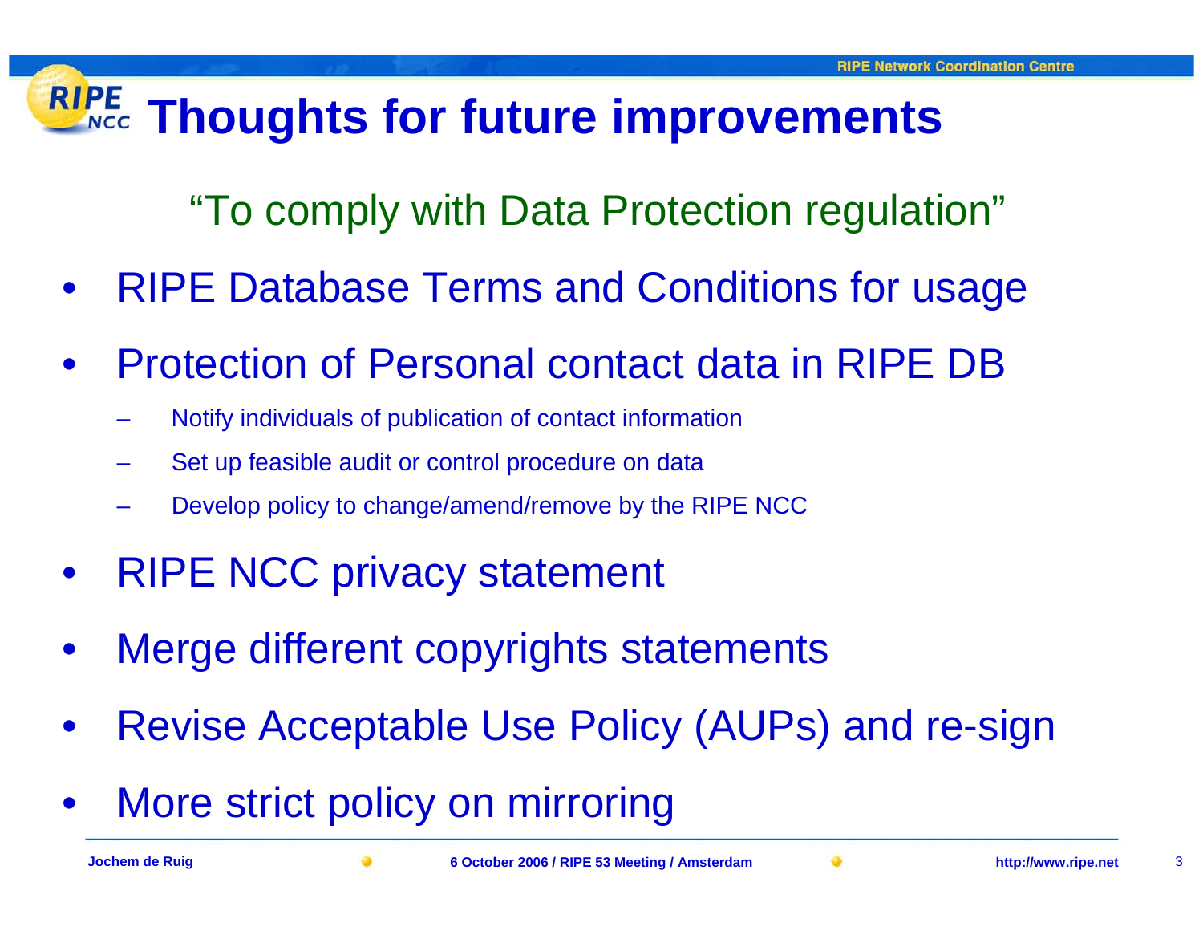# Thoughts for future improvements

"To comply with Data Protection regulation"

- RIPE Database Terms and Conditions for usage
- Protection of Personal contact data in RIPE DB
  - Notify individuals of publication of contact information
  - Set up feasible audit or control procedure on data
  - Develop policy to change/amend/remove by the RIPE NCC
- RIPE NCC privacy statement
- Merge different copyrights statements
- Revise Acceptable Use Policy (AUPs) and re-sign
- More strict policy on mirroring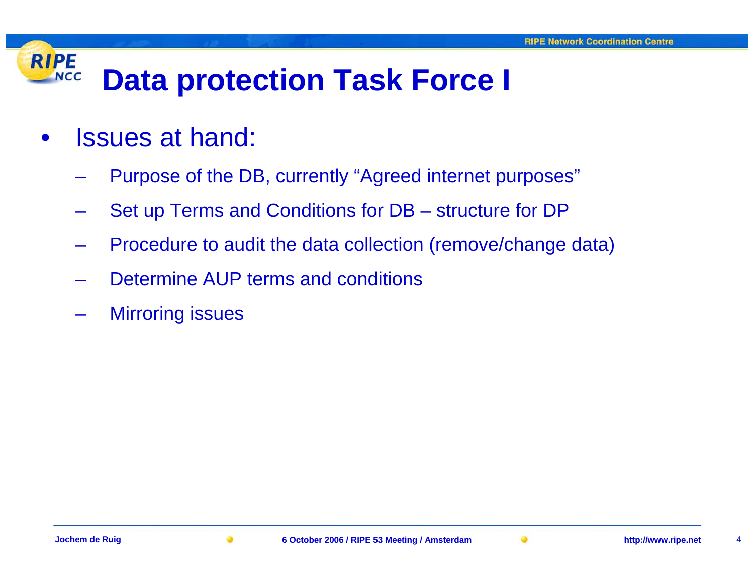# Data protection Task Force I

- Issues at hand:
  - Purpose of the DB, currently “Agreed internet purposes”
  - Set up Terms and Conditions for DB – structure for DP
  - Procedure to audit the data collection (remove/change data)
  - Determine AUP terms and conditions
  - Mirroring issues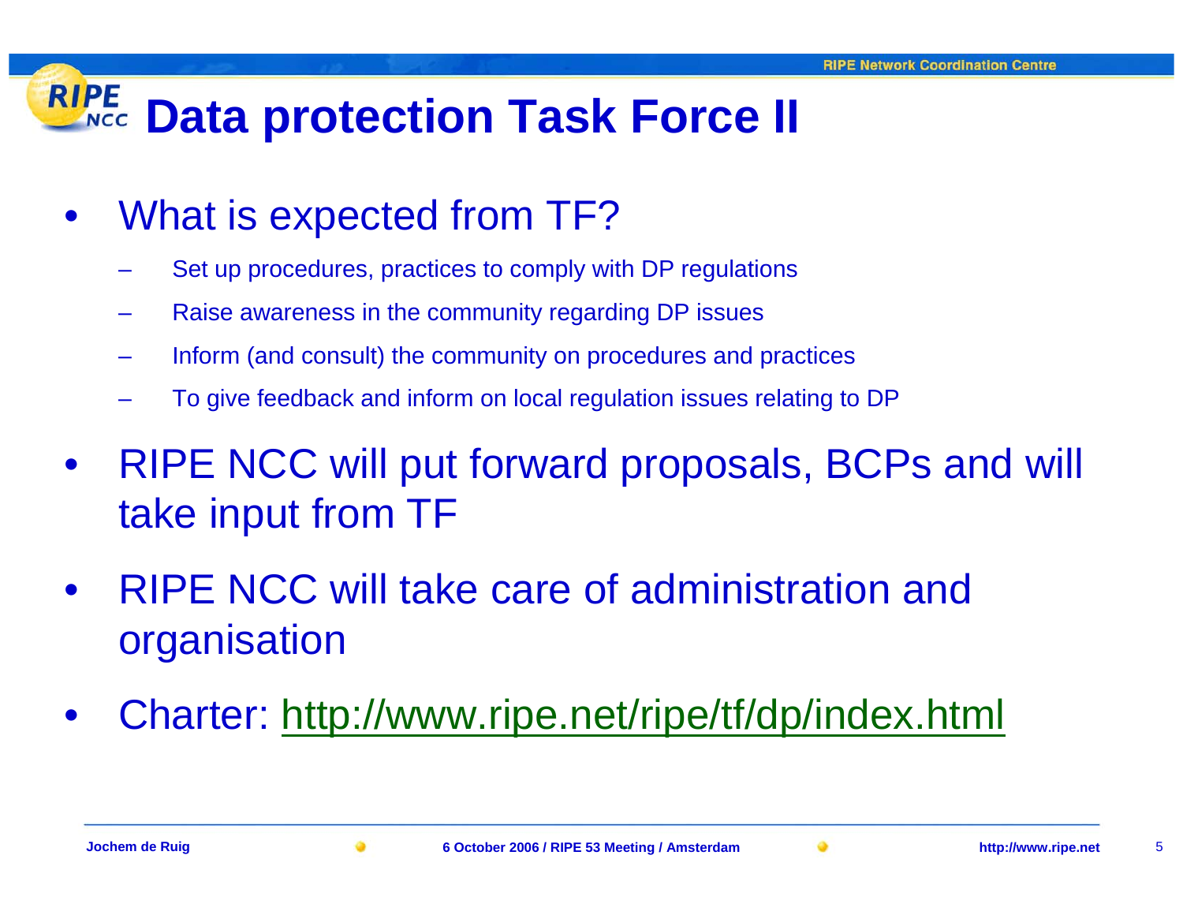# Data protection Task Force II

- What is expected from TF?
  - Set up procedures, practices to comply with DP regulations
  - Raise awareness in the community regarding DP issues
  - Inform (and consult) the community on procedures and practices
  - To give feedback and inform on local regulation issues relating to DP
- RIPE NCC will put forward proposals, BCPs and will take input from TF
- RIPE NCC will take care of administration and organisation
- Charter: http://www.ripe.net/ripe/tf/dp/index.html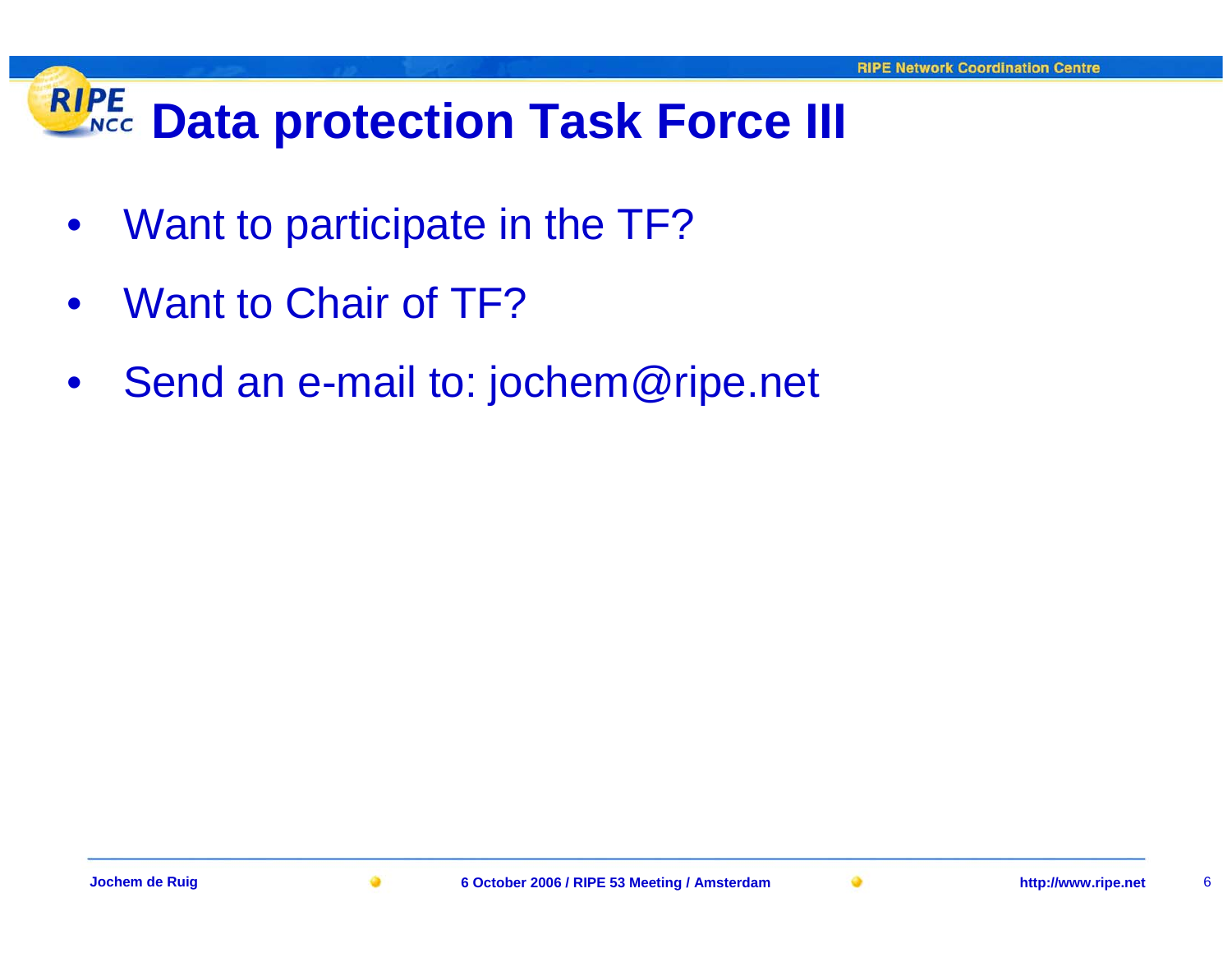# Data protection Task Force III

- Want to participate in the TF?
- Want to Chair of TF?
- Send an e-mail to: jochem@ripe.net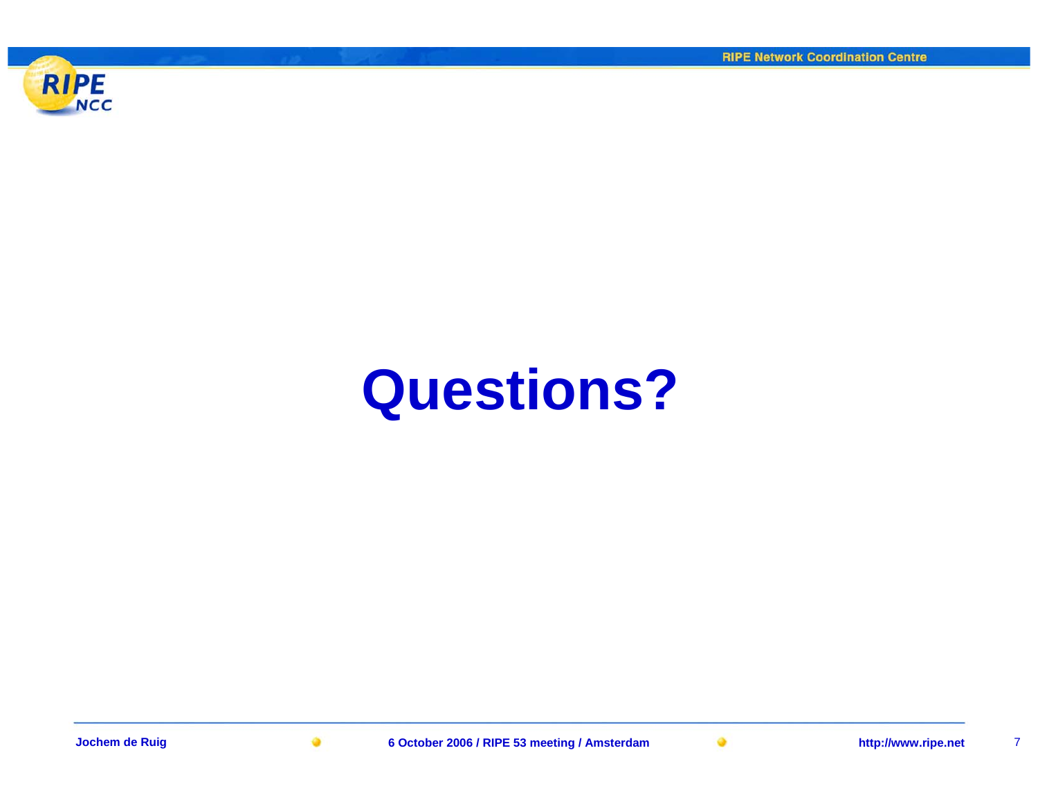# Questions?